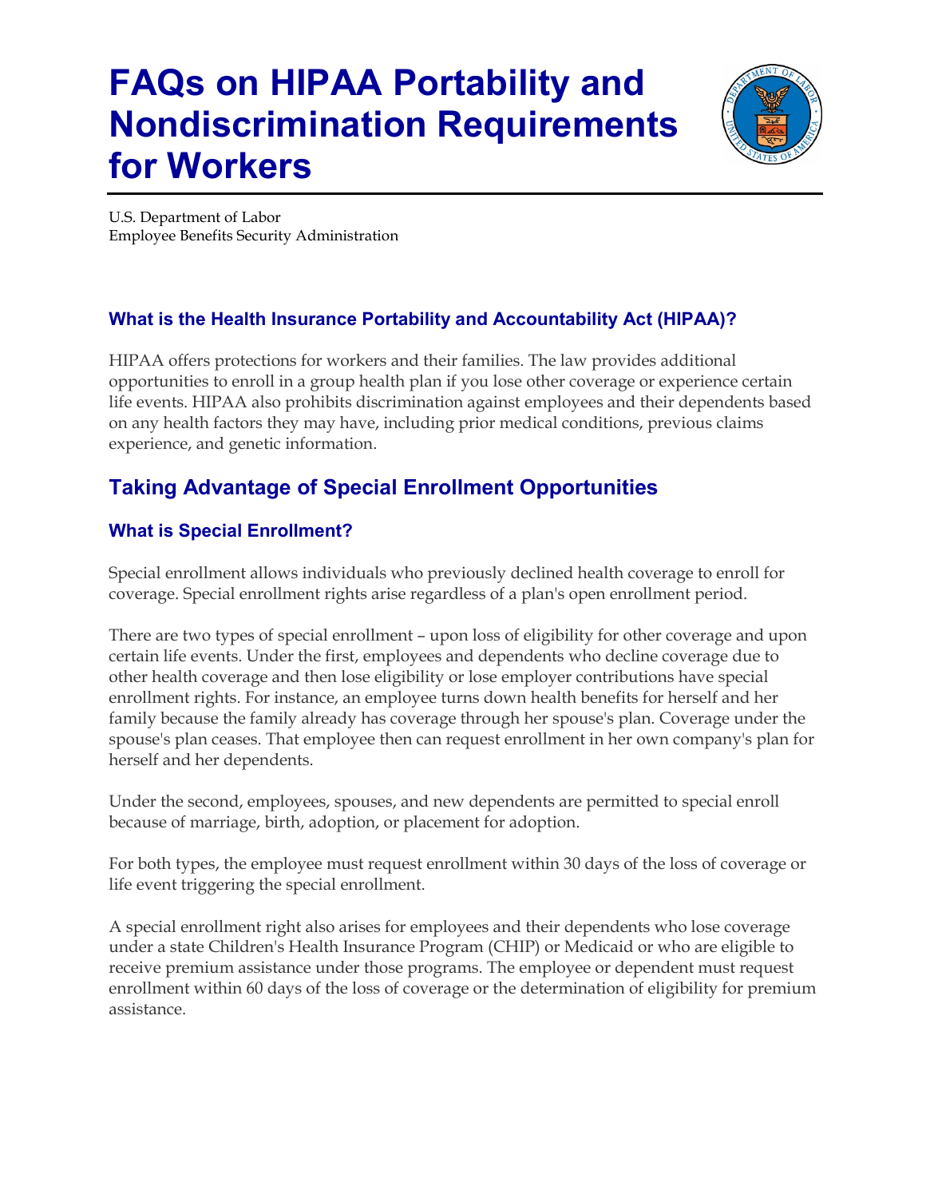# FAQs on HIPAA Portability and Nondiscrimination Requirements for Workers

U.S. Department of Labor
Employee Benefits Security Administration

### What is the Health Insurance Portability and Accountability Act (HIPAA)?

HIPAA offers protections for workers and their families. The law provides additional opportunities to enroll in a group health plan if you lose other coverage or experience certain life events. HIPAA also prohibits discrimination against employees and their dependents based on any health factors they may have, including prior medical conditions, previous claims experience, and genetic information.

## Taking Advantage of Special Enrollment Opportunities

### What is Special Enrollment?

Special enrollment allows individuals who previously declined health coverage to enroll for coverage. Special enrollment rights arise regardless of a plan's open enrollment period.

There are two types of special enrollment – upon loss of eligibility for other coverage and upon certain life events. Under the first, employees and dependents who decline coverage due to other health coverage and then lose eligibility or lose employer contributions have special enrollment rights. For instance, an employee turns down health benefits for herself and her family because the family already has coverage through her spouse's plan. Coverage under the spouse's plan ceases. That employee then can request enrollment in her own company's plan for herself and her dependents.

Under the second, employees, spouses, and new dependents are permitted to special enroll because of marriage, birth, adoption, or placement for adoption.

For both types, the employee must request enrollment within 30 days of the loss of coverage or life event triggering the special enrollment.

A special enrollment right also arises for employees and their dependents who lose coverage under a state Children's Health Insurance Program (CHIP) or Medicaid or who are eligible to receive premium assistance under those programs. The employee or dependent must request enrollment within 60 days of the loss of coverage or the determination of eligibility for premium assistance.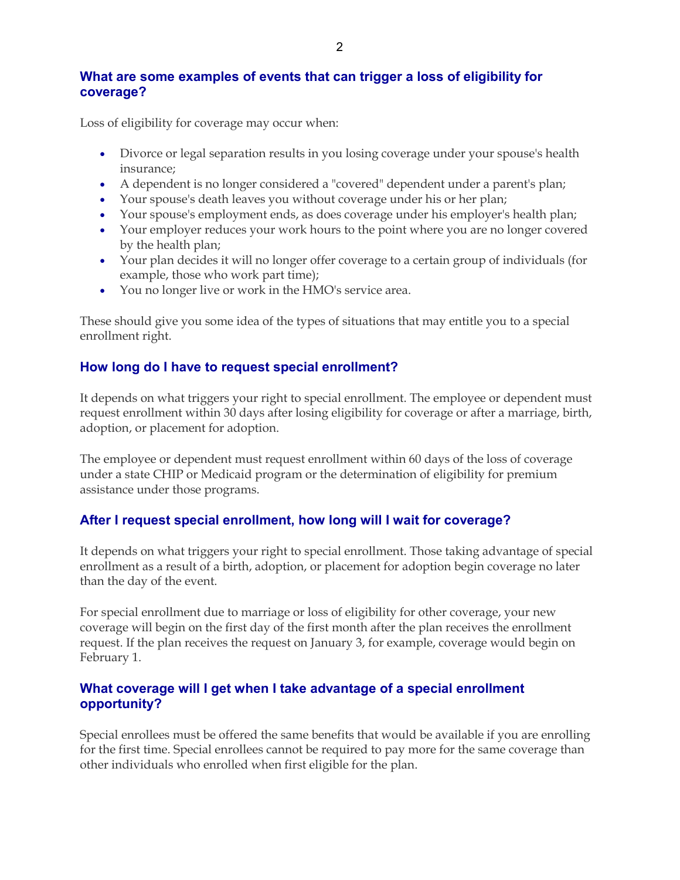### What are some examples of events that can trigger a loss of eligibility for coverage?

Loss of eligibility for coverage may occur when:

- Divorce or legal separation results in you losing coverage under your spouse's health insurance;
- A dependent is no longer considered a "covered" dependent under a parent's plan;
- Your spouse's death leaves you without coverage under his or her plan;
- Your spouse's employment ends, as does coverage under his employer's health plan;
- Your employer reduces your work hours to the point where you are no longer covered by the health plan;
- Your plan decides it will no longer offer coverage to a certain group of individuals (for example, those who work part time);
- You no longer live or work in the HMO's service area.

These should give you some idea of the types of situations that may entitle you to a special enrollment right.

### How long do I have to request special enrollment?

It depends on what triggers your right to special enrollment. The employee or dependent must request enrollment within 30 days after losing eligibility for coverage or after a marriage, birth, adoption, or placement for adoption.

The employee or dependent must request enrollment within 60 days of the loss of coverage under a state CHIP or Medicaid program or the determination of eligibility for premium assistance under those programs.

### After I request special enrollment, how long will I wait for coverage?

It depends on what triggers your right to special enrollment. Those taking advantage of special enrollment as a result of a birth, adoption, or placement for adoption begin coverage no later than the day of the event.

For special enrollment due to marriage or loss of eligibility for other coverage, your new coverage will begin on the first day of the first month after the plan receives the enrollment request. If the plan receives the request on January 3, for example, coverage would begin on February 1.

### What coverage will I get when I take advantage of a special enrollment opportunity?

Special enrollees must be offered the same benefits that would be available if you are enrolling for the first time. Special enrollees cannot be required to pay more for the same coverage than other individuals who enrolled when first eligible for the plan.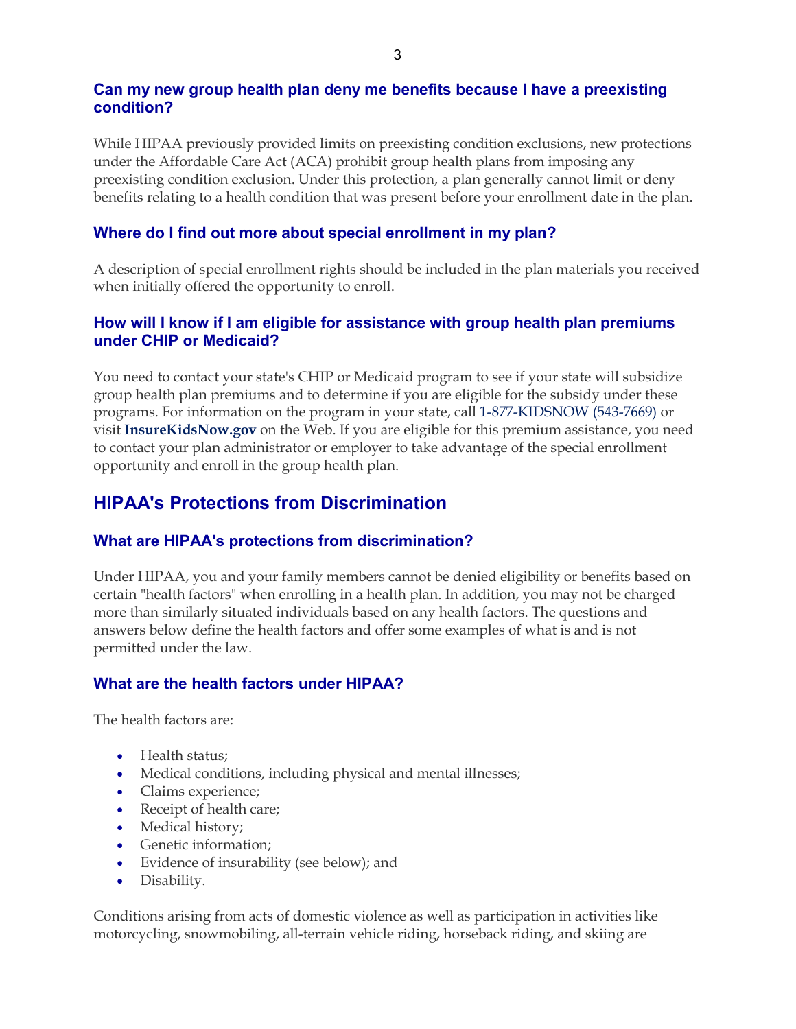### Can my new group health plan deny me benefits because I have a preexisting condition?

While HIPAA previously provided limits on preexisting condition exclusions, new protections under the Affordable Care Act (ACA) prohibit group health plans from imposing any preexisting condition exclusion. Under this protection, a plan generally cannot limit or deny benefits relating to a health condition that was present before your enrollment date in the plan.

### Where do I find out more about special enrollment in my plan?

A description of special enrollment rights should be included in the plan materials you received when initially offered the opportunity to enroll.

### How will I know if I am eligible for assistance with group health plan premiums under CHIP or Medicaid?

You need to contact your state's CHIP or Medicaid program to see if your state will subsidize group health plan premiums and to determine if you are eligible for the subsidy under these programs. For information on the program in your state, call 1-877-KIDSNOW (543-7669) or visit **InsureKidsNow.gov** on the Web. If you are eligible for this premium assistance, you need to contact your plan administrator or employer to take advantage of the special enrollment opportunity and enroll in the group health plan.

## HIPAA's Protections from Discrimination

### What are HIPAA's protections from discrimination?

Under HIPAA, you and your family members cannot be denied eligibility or benefits based on certain "health factors" when enrolling in a health plan. In addition, you may not be charged more than similarly situated individuals based on any health factors. The questions and answers below define the health factors and offer some examples of what is and is not permitted under the law.

### What are the health factors under HIPAA?

The health factors are:

- Health status;
- Medical conditions, including physical and mental illnesses;
- Claims experience;
- Receipt of health care;
- Medical history;
- Genetic information;
- Evidence of insurability (see below); and
- Disability.

Conditions arising from acts of domestic violence as well as participation in activities like motorcycling, snowmobiling, all-terrain vehicle riding, horseback riding, and skiing are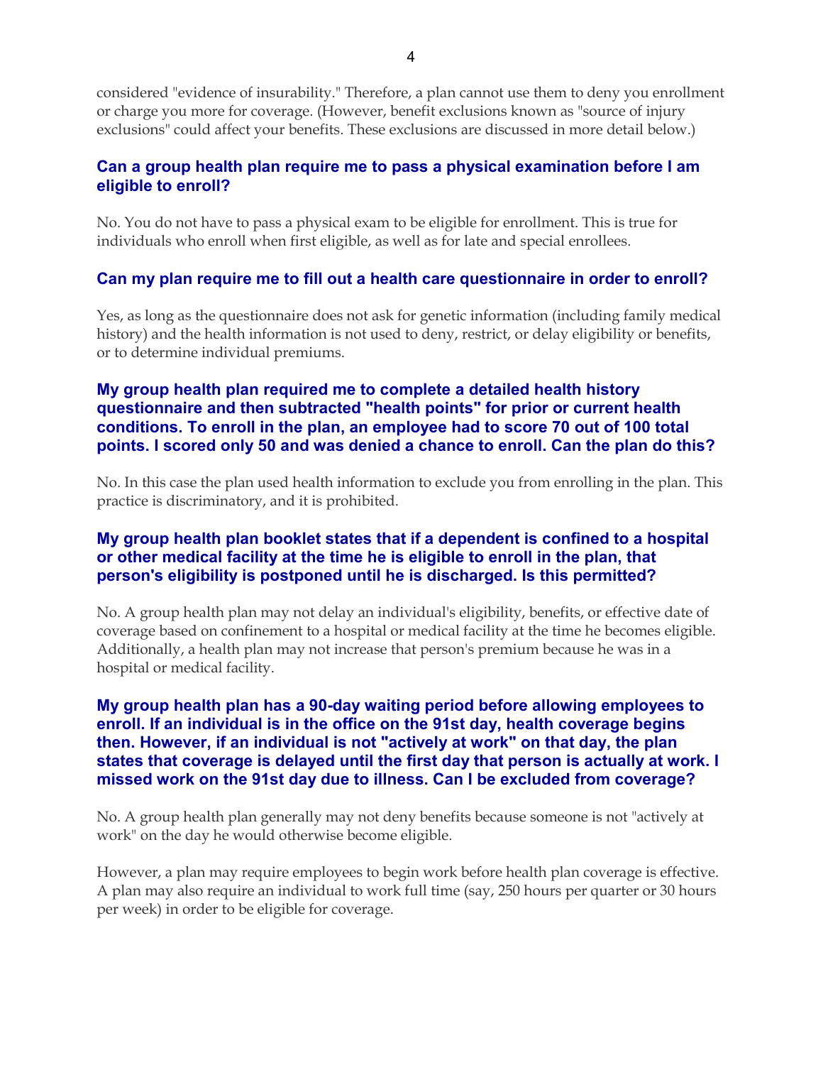considered "evidence of insurability." Therefore, a plan cannot use them to deny you enrollment or charge you more for coverage. (However, benefit exclusions known as "source of injury exclusions" could affect your benefits. These exclusions are discussed in more detail below.)

### Can a group health plan require me to pass a physical examination before I am eligible to enroll?

No. You do not have to pass a physical exam to be eligible for enrollment. This is true for individuals who enroll when first eligible, as well as for late and special enrollees.

### Can my plan require me to fill out a health care questionnaire in order to enroll?

Yes, as long as the questionnaire does not ask for genetic information (including family medical history) and the health information is not used to deny, restrict, or delay eligibility or benefits, or to determine individual premiums.

### My group health plan required me to complete a detailed health history questionnaire and then subtracted "health points" for prior or current health conditions. To enroll in the plan, an employee had to score 70 out of 100 total points. I scored only 50 and was denied a chance to enroll. Can the plan do this?

No. In this case the plan used health information to exclude you from enrolling in the plan. This practice is discriminatory, and it is prohibited.

### My group health plan booklet states that if a dependent is confined to a hospital or other medical facility at the time he is eligible to enroll in the plan, that person's eligibility is postponed until he is discharged. Is this permitted?

No. A group health plan may not delay an individual's eligibility, benefits, or effective date of coverage based on confinement to a hospital or medical facility at the time he becomes eligible. Additionally, a health plan may not increase that person's premium because he was in a hospital or medical facility.

### My group health plan has a 90-day waiting period before allowing employees to enroll. If an individual is in the office on the 91st day, health coverage begins then. However, if an individual is not "actively at work" on that day, the plan states that coverage is delayed until the first day that person is actually at work. I missed work on the 91st day due to illness. Can I be excluded from coverage?

No. A group health plan generally may not deny benefits because someone is not "actively at work" on the day he would otherwise become eligible.

However, a plan may require employees to begin work before health plan coverage is effective. A plan may also require an individual to work full time (say, 250 hours per quarter or 30 hours per week) in order to be eligible for coverage.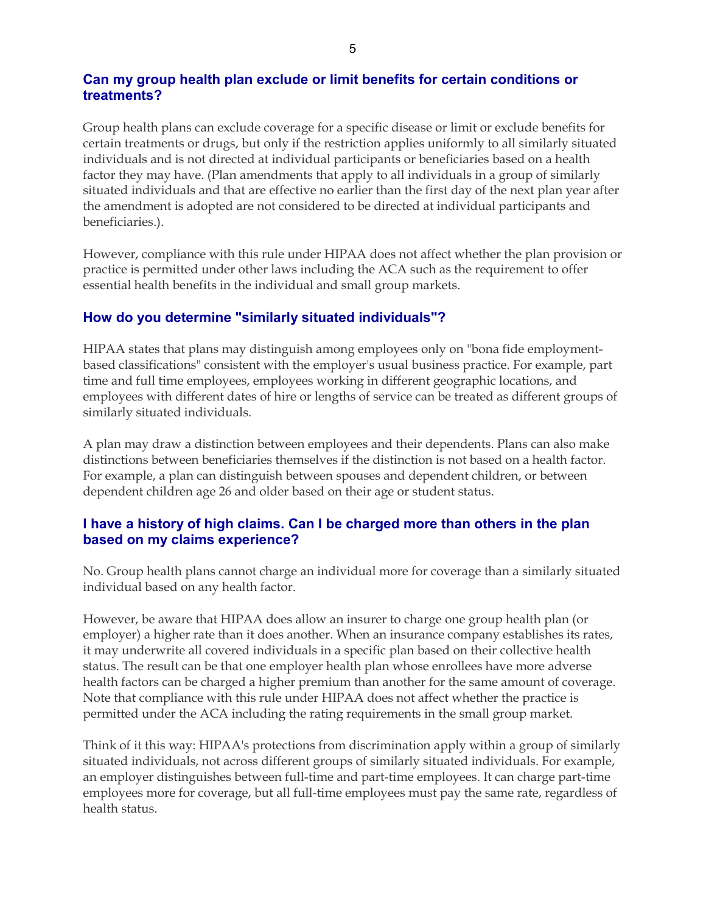### Can my group health plan exclude or limit benefits for certain conditions or treatments?

Group health plans can exclude coverage for a specific disease or limit or exclude benefits for certain treatments or drugs, but only if the restriction applies uniformly to all similarly situated individuals and is not directed at individual participants or beneficiaries based on a health factor they may have. (Plan amendments that apply to all individuals in a group of similarly situated individuals and that are effective no earlier than the first day of the next plan year after the amendment is adopted are not considered to be directed at individual participants and beneficiaries.).

However, compliance with this rule under HIPAA does not affect whether the plan provision or practice is permitted under other laws including the ACA such as the requirement to offer essential health benefits in the individual and small group markets.

### How do you determine "similarly situated individuals"?

HIPAA states that plans may distinguish among employees only on "bona fide employment-based classifications" consistent with the employer's usual business practice. For example, part time and full time employees, employees working in different geographic locations, and employees with different dates of hire or lengths of service can be treated as different groups of similarly situated individuals.

A plan may draw a distinction between employees and their dependents. Plans can also make distinctions between beneficiaries themselves if the distinction is not based on a health factor. For example, a plan can distinguish between spouses and dependent children, or between dependent children age 26 and older based on their age or student status.

### I have a history of high claims. Can I be charged more than others in the plan based on my claims experience?

No. Group health plans cannot charge an individual more for coverage than a similarly situated individual based on any health factor.

However, be aware that HIPAA does allow an insurer to charge one group health plan (or employer) a higher rate than it does another. When an insurance company establishes its rates, it may underwrite all covered individuals in a specific plan based on their collective health status. The result can be that one employer health plan whose enrollees have more adverse health factors can be charged a higher premium than another for the same amount of coverage. Note that compliance with this rule under HIPAA does not affect whether the practice is permitted under the ACA including the rating requirements in the small group market.

Think of it this way: HIPAA's protections from discrimination apply within a group of similarly situated individuals, not across different groups of similarly situated individuals. For example, an employer distinguishes between full-time and part-time employees. It can charge part-time employees more for coverage, but all full-time employees must pay the same rate, regardless of health status.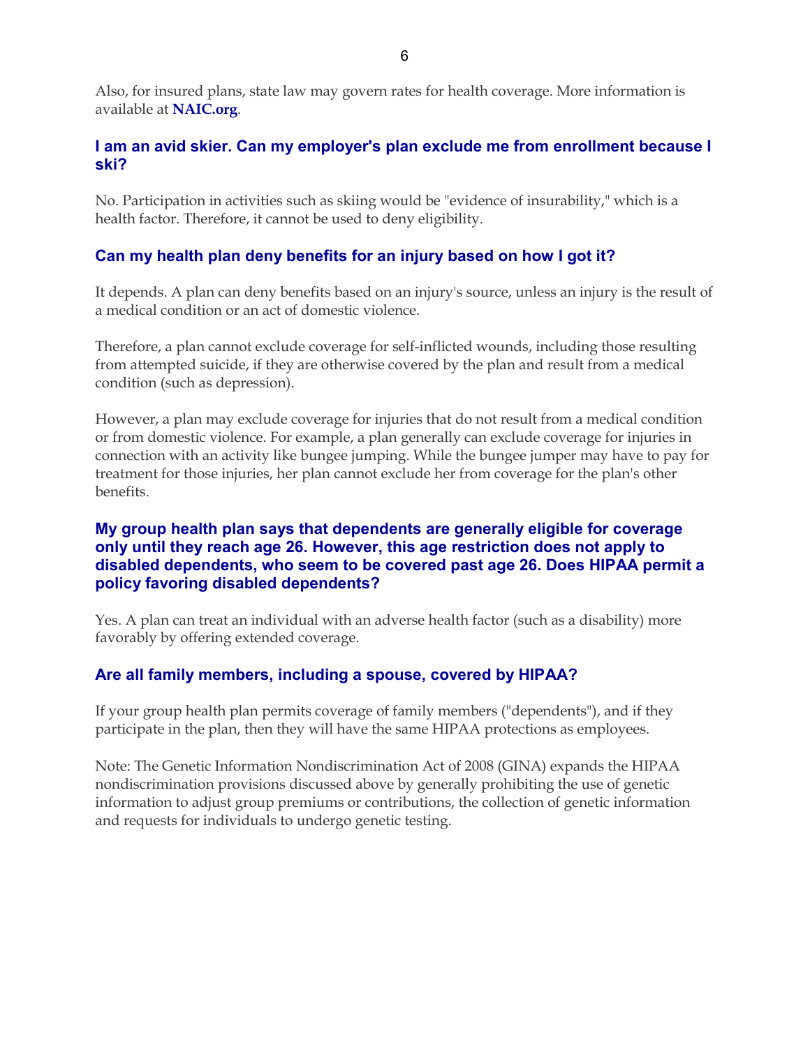Also, for insured plans, state law may govern rates for health coverage. More information is available at **NAIC.org**.

### I am an avid skier. Can my employer's plan exclude me from enrollment because I ski?

No. Participation in activities such as skiing would be "evidence of insurability," which is a health factor. Therefore, it cannot be used to deny eligibility.

### Can my health plan deny benefits for an injury based on how I got it?

It depends. A plan can deny benefits based on an injury's source, unless an injury is the result of a medical condition or an act of domestic violence.

Therefore, a plan cannot exclude coverage for self-inflicted wounds, including those resulting from attempted suicide, if they are otherwise covered by the plan and result from a medical condition (such as depression).

However, a plan may exclude coverage for injuries that do not result from a medical condition or from domestic violence. For example, a plan generally can exclude coverage for injuries in connection with an activity like bungee jumping. While the bungee jumper may have to pay for treatment for those injuries, her plan cannot exclude her from coverage for the plan's other benefits.

### My group health plan says that dependents are generally eligible for coverage only until they reach age 26. However, this age restriction does not apply to disabled dependents, who seem to be covered past age 26. Does HIPAA permit a policy favoring disabled dependents?

Yes. A plan can treat an individual with an adverse health factor (such as a disability) more favorably by offering extended coverage.

### Are all family members, including a spouse, covered by HIPAA?

If your group health plan permits coverage of family members ("dependents"), and if they participate in the plan, then they will have the same HIPAA protections as employees.

Note: The Genetic Information Nondiscrimination Act of 2008 (GINA) expands the HIPAA nondiscrimination provisions discussed above by generally prohibiting the use of genetic information to adjust group premiums or contributions, the collection of genetic information and requests for individuals to undergo genetic testing.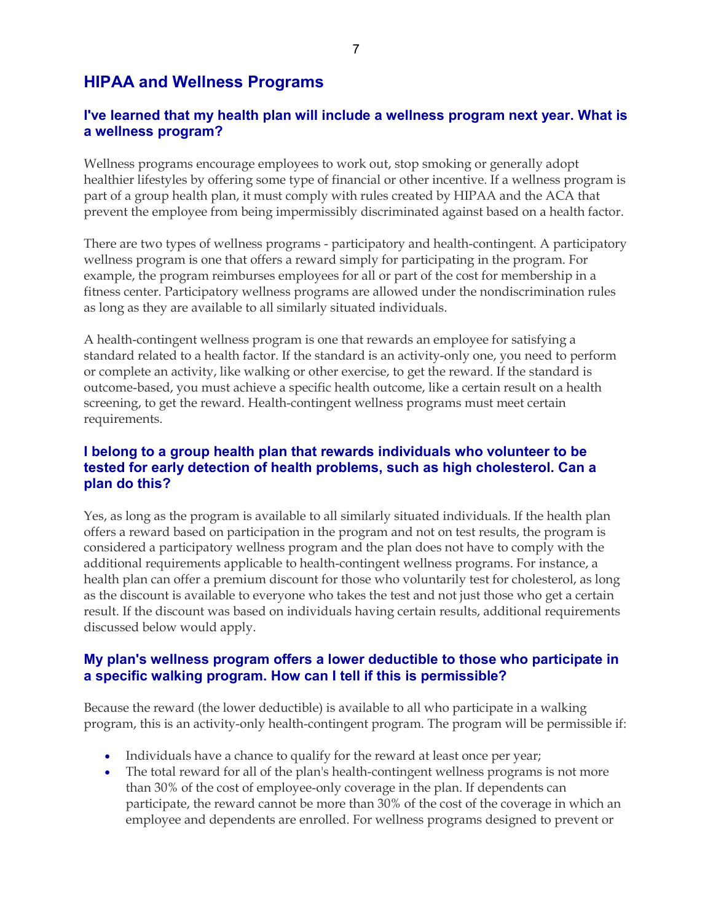## HIPAA and Wellness Programs

### I've learned that my health plan will include a wellness program next year. What is a wellness program?

Wellness programs encourage employees to work out, stop smoking or generally adopt healthier lifestyles by offering some type of financial or other incentive. If a wellness program is part of a group health plan, it must comply with rules created by HIPAA and the ACA that prevent the employee from being impermissibly discriminated against based on a health factor.

There are two types of wellness programs - participatory and health-contingent. A participatory wellness program is one that offers a reward simply for participating in the program. For example, the program reimburses employees for all or part of the cost for membership in a fitness center. Participatory wellness programs are allowed under the nondiscrimination rules as long as they are available to all similarly situated individuals.

A health-contingent wellness program is one that rewards an employee for satisfying a standard related to a health factor. If the standard is an activity-only one, you need to perform or complete an activity, like walking or other exercise, to get the reward. If the standard is outcome-based, you must achieve a specific health outcome, like a certain result on a health screening, to get the reward. Health-contingent wellness programs must meet certain requirements.

### I belong to a group health plan that rewards individuals who volunteer to be tested for early detection of health problems, such as high cholesterol. Can a plan do this?

Yes, as long as the program is available to all similarly situated individuals. If the health plan offers a reward based on participation in the program and not on test results, the program is considered a participatory wellness program and the plan does not have to comply with the additional requirements applicable to health-contingent wellness programs. For instance, a health plan can offer a premium discount for those who voluntarily test for cholesterol, as long as the discount is available to everyone who takes the test and not just those who get a certain result. If the discount was based on individuals having certain results, additional requirements discussed below would apply.

### My plan's wellness program offers a lower deductible to those who participate in a specific walking program. How can I tell if this is permissible?

Because the reward (the lower deductible) is available to all who participate in a walking program, this is an activity-only health-contingent program. The program will be permissible if:

- Individuals have a chance to qualify for the reward at least once per year;
- The total reward for all of the plan's health-contingent wellness programs is not more than 30% of the cost of employee-only coverage in the plan. If dependents can participate, the reward cannot be more than 30% of the cost of the coverage in which an employee and dependents are enrolled. For wellness programs designed to prevent or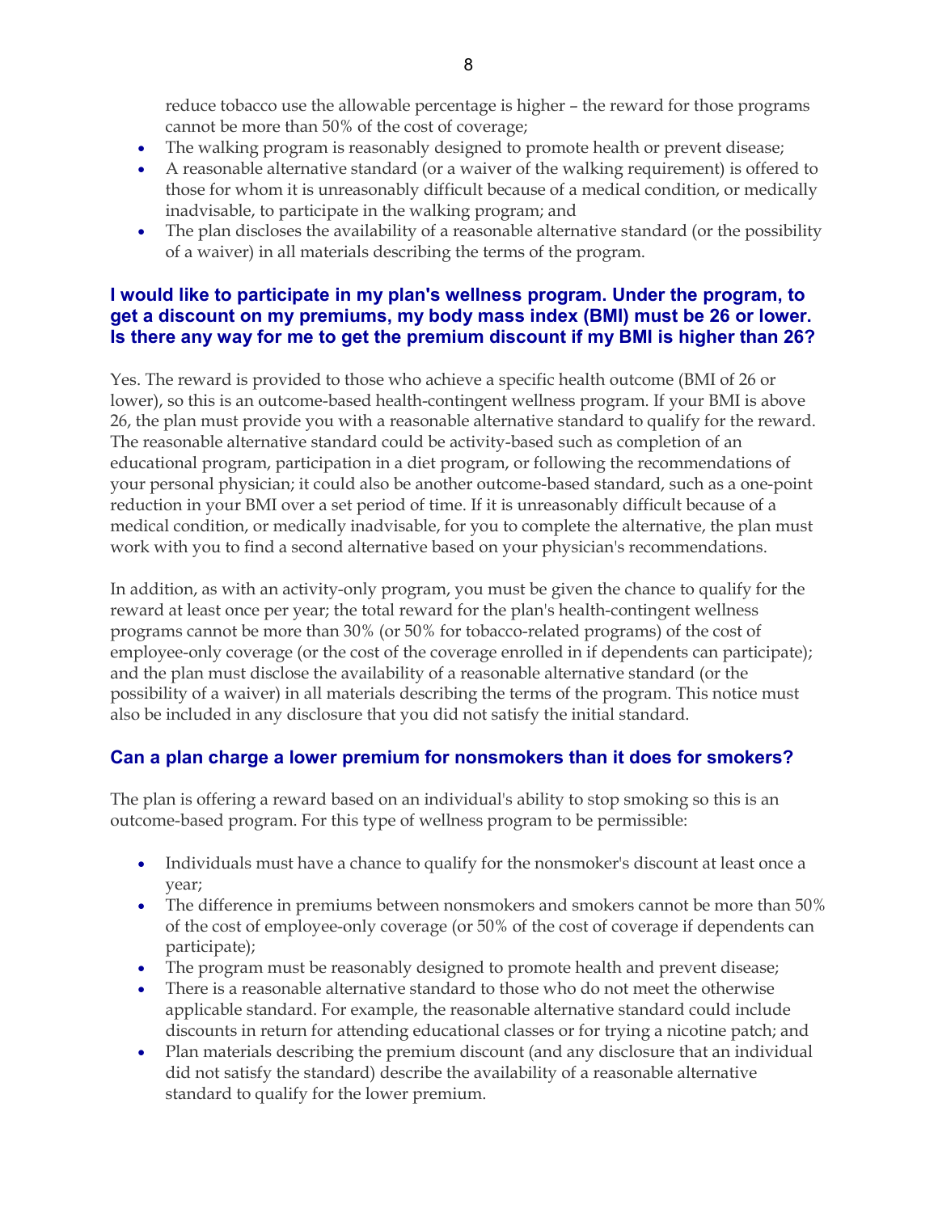reduce tobacco use the allowable percentage is higher – the reward for those programs cannot be more than 50% of the cost of coverage;

- The walking program is reasonably designed to promote health or prevent disease;
- A reasonable alternative standard (or a waiver of the walking requirement) is offered to those for whom it is unreasonably difficult because of a medical condition, or medically inadvisable, to participate in the walking program; and
- The plan discloses the availability of a reasonable alternative standard (or the possibility of a waiver) in all materials describing the terms of the program.

### I would like to participate in my plan's wellness program. Under the program, to get a discount on my premiums, my body mass index (BMI) must be 26 or lower. Is there any way for me to get the premium discount if my BMI is higher than 26?

Yes. The reward is provided to those who achieve a specific health outcome (BMI of 26 or lower), so this is an outcome-based health-contingent wellness program. If your BMI is above 26, the plan must provide you with a reasonable alternative standard to qualify for the reward. The reasonable alternative standard could be activity-based such as completion of an educational program, participation in a diet program, or following the recommendations of your personal physician; it could also be another outcome-based standard, such as a one-point reduction in your BMI over a set period of time. If it is unreasonably difficult because of a medical condition, or medically inadvisable, for you to complete the alternative, the plan must work with you to find a second alternative based on your physician's recommendations.

In addition, as with an activity-only program, you must be given the chance to qualify for the reward at least once per year; the total reward for the plan's health-contingent wellness programs cannot be more than 30% (or 50% for tobacco-related programs) of the cost of employee-only coverage (or the cost of the coverage enrolled in if dependents can participate); and the plan must disclose the availability of a reasonable alternative standard (or the possibility of a waiver) in all materials describing the terms of the program. This notice must also be included in any disclosure that you did not satisfy the initial standard.

### Can a plan charge a lower premium for nonsmokers than it does for smokers?

The plan is offering a reward based on an individual's ability to stop smoking so this is an outcome-based program. For this type of wellness program to be permissible:

- Individuals must have a chance to qualify for the nonsmoker's discount at least once a year;
- The difference in premiums between nonsmokers and smokers cannot be more than 50% of the cost of employee-only coverage (or 50% of the cost of coverage if dependents can participate);
- The program must be reasonably designed to promote health and prevent disease;
- There is a reasonable alternative standard to those who do not meet the otherwise applicable standard. For example, the reasonable alternative standard could include discounts in return for attending educational classes or for trying a nicotine patch; and
- Plan materials describing the premium discount (and any disclosure that an individual did not satisfy the standard) describe the availability of a reasonable alternative standard to qualify for the lower premium.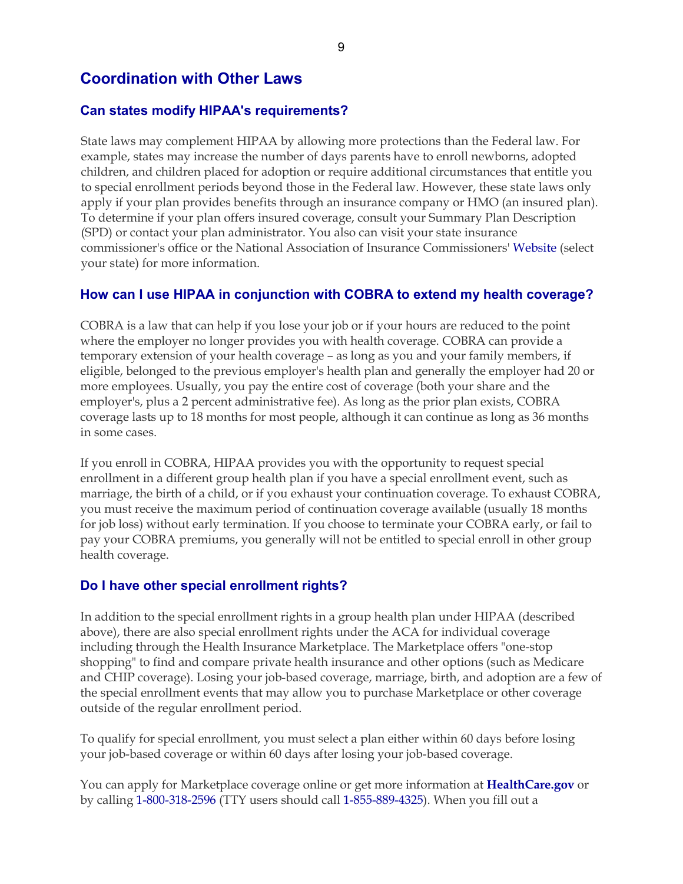## Coordination with Other Laws

### Can states modify HIPAA's requirements?

State laws may complement HIPAA by allowing more protections than the Federal law. For example, states may increase the number of days parents have to enroll newborns, adopted children, and children placed for adoption or require additional circumstances that entitle you to special enrollment periods beyond those in the Federal law. However, these state laws only apply if your plan provides benefits through an insurance company or HMO (an insured plan). To determine if your plan offers insured coverage, consult your Summary Plan Description (SPD) or contact your plan administrator. You also can visit your state insurance commissioner's office or the National Association of Insurance Commissioners' Website (select your state) for more information.

### How can I use HIPAA in conjunction with COBRA to extend my health coverage?

COBRA is a law that can help if you lose your job or if your hours are reduced to the point where the employer no longer provides you with health coverage. COBRA can provide a temporary extension of your health coverage – as long as you and your family members, if eligible, belonged to the previous employer's health plan and generally the employer had 20 or more employees. Usually, you pay the entire cost of coverage (both your share and the employer's, plus a 2 percent administrative fee). As long as the prior plan exists, COBRA coverage lasts up to 18 months for most people, although it can continue as long as 36 months in some cases.

If you enroll in COBRA, HIPAA provides you with the opportunity to request special enrollment in a different group health plan if you have a special enrollment event, such as marriage, the birth of a child, or if you exhaust your continuation coverage. To exhaust COBRA, you must receive the maximum period of continuation coverage available (usually 18 months for job loss) without early termination. If you choose to terminate your COBRA early, or fail to pay your COBRA premiums, you generally will not be entitled to special enroll in other group health coverage.

### Do I have other special enrollment rights?

In addition to the special enrollment rights in a group health plan under HIPAA (described above), there are also special enrollment rights under the ACA for individual coverage including through the Health Insurance Marketplace. The Marketplace offers "one-stop shopping" to find and compare private health insurance and other options (such as Medicare and CHIP coverage). Losing your job-based coverage, marriage, birth, and adoption are a few of the special enrollment events that may allow you to purchase Marketplace or other coverage outside of the regular enrollment period.

To qualify for special enrollment, you must select a plan either within 60 days before losing your job-based coverage or within 60 days after losing your job-based coverage.

You can apply for Marketplace coverage online or get more information at **HealthCare.gov** or by calling 1-800-318-2596 (TTY users should call 1-855-889-4325). When you fill out a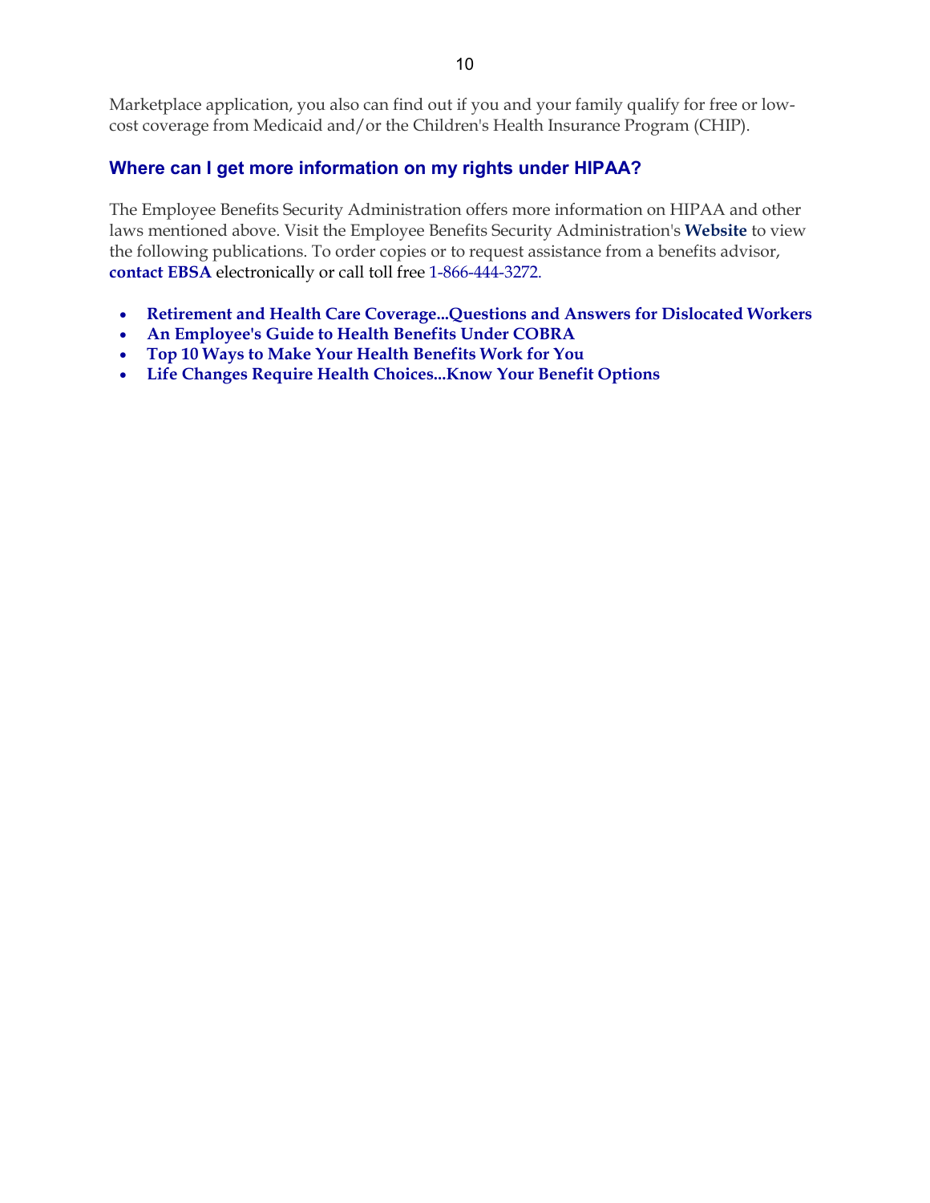Marketplace application, you also can find out if you and your family qualify for free or low-cost coverage from Medicaid and/or the Children's Health Insurance Program (CHIP).

## Where can I get more information on my rights under HIPAA?

The Employee Benefits Security Administration offers more information on HIPAA and other laws mentioned above. Visit the Employee Benefits Security Administration's **Website** to view the following publications. To order copies or to request assistance from a benefits advisor, **contact EBSA** electronically or call toll free 1-866-444-3272.

- **Retirement and Health Care Coverage...Questions and Answers for Dislocated Workers**
- **An Employee's Guide to Health Benefits Under COBRA**
- **Top 10 Ways to Make Your Health Benefits Work for You**
- **Life Changes Require Health Choices...Know Your Benefit Options**